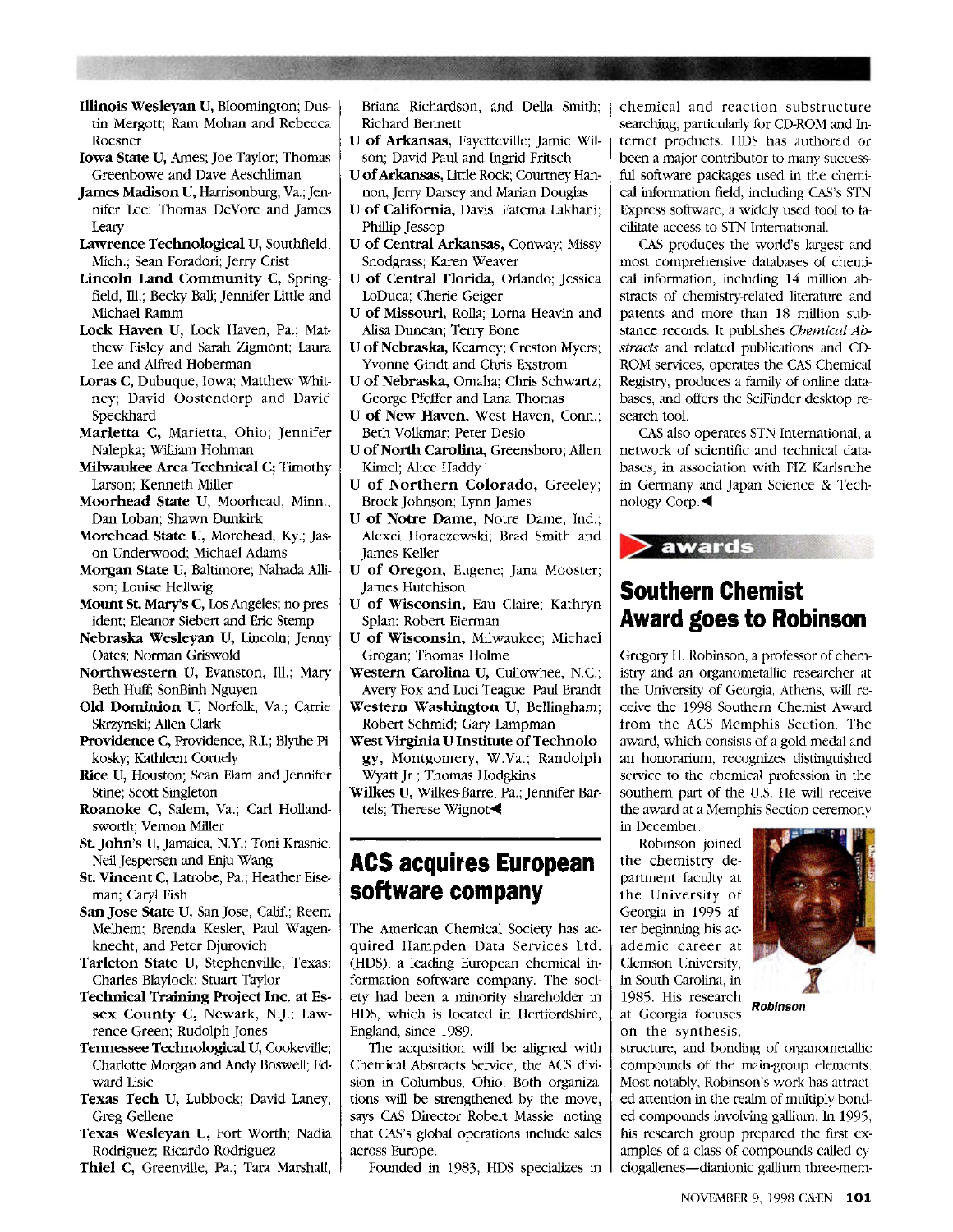**Illinois Wesleyan U**, Bloomington; Dustin Mergott; Ram Mohan and Rebecca Roesner

**Iowa State U**, Ames; Joe Taylor; Thomas Greenbowe and Dave Aeschliman

**James Madison U**, Harrisonburg, Va.; Jennifer Lee; Thomas DeVore and James Leary

**Lawrence Technological U**, Southfield, Mich.; Sean Foradori; Jerry Crist

**Lincoln Land Community C**, Springfield, Ill.; Becky Ball; Jennifer Little and Michael Ramm

**Lock Haven U**, Lock Haven, Pa.; Matthew Eisley and Sarah Zigmont; Laura Lee and Alfred Hoberman

**Loras C**, Dubuque, Iowa; Matthew Whitney; David Oostendorp and David Speckhard

**Marietta C**, Marietta, Ohio; Jennifer Nalepka; William Hohman

**Milwaukee Area Technical C**; Timothy Larson; Kenneth Miller

**Moorhead State U**, Moorhead, Minn.; Dan Loban; Shawn Dunkirk

**Morehead State U**, Morehead, Ky.; Jason Underwood; Michael Adams

**Morgan State U**, Baltimore; Nahada Allison; Louise Hellwig

**Mount St. Mary's C**, Los Angeles; no president; Eleanor Siebert and Eric Stemp

**Nebraska Wesleyan U**, Lincoln; Jenny Oates; Norman Griswold

**Northwestern U**, Evanston, Ill.; Mary Beth Huff; SonBinh Nguyen

**Old Dominion U**, Norfolk, Va.; Carrie Skrzynski; Allen Clark

**Providence C**, Providence, R.I.; Blythe Pikosky; Kathleen Cornely

**Rice U**, Houston; Sean Elam and Jennifer Stine; Scott Singleton

**Roanoke C**, Salem, Va.; Carl Hollandsworth; Vernon Miller

**St. John's U**, Jamaica, N.Y.; Toni Krasnic; Neil Jespersen and Enju Wang

**St. Vincent C**, Latrobe, Pa.; Heather Eiseman; Caryl Fish

**San Jose State U**, San Jose, Calif.; Reem Melhem; Brenda Kesler, Paul Wagenknecht, and Peter Djurovich

**Tarleton State U**, Stephenville, Texas; Charles Blaylock; Stuart Taylor

**Technical Training Project Inc. at Essex County C**, Newark, N.J.; Lawrence Green; Rudolph Jones

**Tennessee Technological U**, Cookeville; Charlotte Morgan and Andy Boswell; Edward Lisic

**Texas Tech U**, Lubbock; David Laney; Greg Gellene

**Texas Wesleyan U**, Fort Worth; Nadia Rodriguez; Ricardo Rodriguez

**Thiel C**, Greenville, Pa.; Tara Marshall, Briana Richardson, and Della Smith; Richard Bennett

**U of Arkansas**, Fayetteville; Jamie Wilson; David Paul and Ingrid Fritsch

**U of Arkansas**, Little Rock; Courtney Hannon, Jerry Darsey and Marian Douglas

**U of California**, Davis; Fatema Lakhani; Phillip Jessop

**U of Central Arkansas**, Conway; Missy Snodgrass; Karen Weaver

**U of Central Florida**, Orlando; Jessica LoDuca; Cherie Geiger

**U of Missouri**, Rolla; Lorna Heavin and Alisa Duncan; Terry Bone

**U of Nebraska**, Kearney; Creston Myers; Yvonne Gindt and Chris Exstrom

**U of Nebraska**, Omaha; Chris Schwartz; George Pfeffer and Lana Thomas

**U of New Haven**, West Haven, Conn.; Beth Volkmar; Peter Desio

**U of North Carolina**, Greensboro; Allen Kimel; Alice Haddy

**U of Northern Colorado**, Greeley; Brock Johnson; Lynn James

**U of Notre Dame**, Notre Dame, Ind.; Alexei Horaczewski; Brad Smith and James Keller

**U of Oregon**, Eugene; Jana Mooster; James Hutchison

**U of Wisconsin**, Eau Claire; Kathryn Splan; Robert Eierman

**U of Wisconsin**, Milwaukee; Michael Grogan; Thomas Holme

**Western Carolina U**, Cullowhee, N.C.; Avery Fox and Luci Teague; Paul Brandt

**Western Washington U**, Bellingham; Robert Schmid; Gary Lampman

**West Virginia U Institute of Technology**, Montgomery, W.Va.; Randolph Wyatt Jr.; Thomas Hodgkins

**Wilkes U**, Wilkes-Barre, Pa.; Jennifer Bartels; Therese Wignot◀

## ACS acquires European software company

The American Chemical Society has acquired Hampden Data Services Ltd. (HDS), a leading European chemical information software company. The society had been a minority shareholder in HDS, which is located in Hertfordshire, England, since 1989.

The acquisition will be aligned with Chemical Abstracts Service, the ACS division in Columbus, Ohio. Both organizations will be strengthened by the move, says CAS Director Robert Massie, noting that CAS's global operations include sales across Europe.

Founded in 1983, HDS specializes in chemical and reaction substructure searching, particularly for CD-ROM and Internet products. HDS has authored or been a major contributor to many successful software packages used in the chemical information field, including CAS's STN Express software, a widely used tool to facilitate access to STN International.

CAS produces the world's largest and most comprehensive databases of chemical information, including 14 million abstracts of chemistry-related literature and patents and more than 18 million substance records. It publishes *Chemical Abstracts* and related publications and CD-ROM services, operates the CAS Chemical Registry, produces a family of online databases, and offers the SciFinder desktop research tool.

CAS also operates STN International, a network of scientific and technical databases, in association with FIZ Karlsruhe in Germany and Japan Science & Technology Corp.◀

**awards**

## Southern Chemist Award goes to Robinson

Gregory H. Robinson, a professor of chemistry and an organometallic researcher at the University of Georgia, Athens, will receive the 1998 Southern Chemist Award from the ACS Memphis Section. The award, which consists of a gold medal and an honorarium, recognizes distinguished service to the chemical profession in the southern part of the U.S. He will receive the award at a Memphis Section ceremony in December.

*Robinson*

Robinson joined the chemistry department faculty at the University of Georgia in 1995 after beginning his academic career at Clemson University, in South Carolina, in 1985. His research at Georgia focuses on the synthesis, structure, and bonding of organometallic compounds of the main-group elements. Most notably, Robinson's work has attracted attention in the realm of multiply bonded compounds involving gallium. In 1995, his research group prepared the first examples of a class of compounds called cyclogallenes—dianionic gallium three-mem-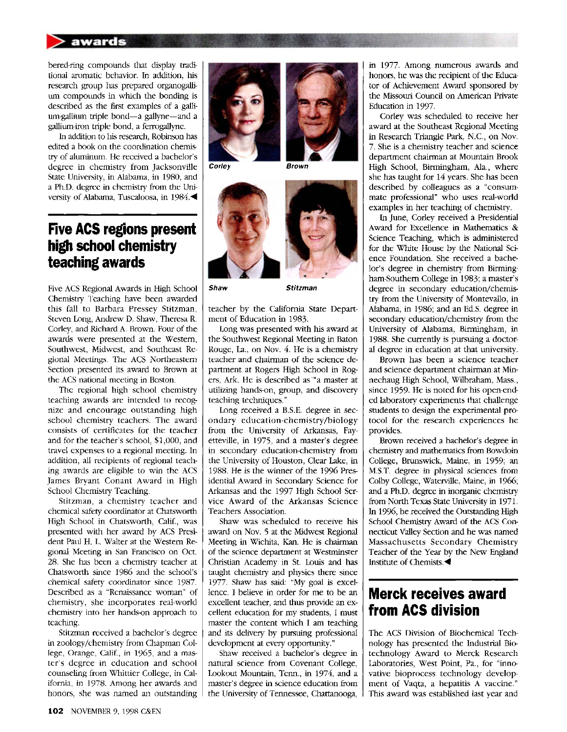bered-ring compounds that display traditional aromatic behavior. In addition, his research group has prepared organogallium compounds in which the bonding is described as the first examples of a gallium-gallium triple bond—a gallyne—and a gallium-iron triple bond, a ferrogallyne.

In addition to his research, Robinson has edited a book on the coordination chemistry of aluminum. He received a bachelor's degree in chemistry from Jacksonville State University, in Alabama, in 1980, and a Ph.D. degree in chemistry from the University of Alabama, Tuscaloosa, in 1984.◀

## Five ACS regions present high school chemistry teaching awards

Five ACS Regional Awards in High School Chemistry Teaching have been awarded this fall to Barbara Pressey Stitzman, Steven Long, Andrew D. Shaw, Theresa R. Corley, and Richard A. Brown. Four of the awards were presented at the Western, Southwest, Midwest, and Southeast Regional Meetings. The ACS Northeastern Section presented its award to Brown at the ACS national meeting in Boston.

The regional high school chemistry teaching awards are intended to recognize and encourage outstanding high school chemistry teachers. The award consists of certificates for the teacher and for the teacher's school, $1,000, and travel expenses to a regional meeting. In addition, all recipients of regional teaching awards are eligible to win the ACS James Bryant Conant Award in High School Chemistry Teaching.

Stitzman, a chemistry teacher and chemical safety coordinator at Chatsworth High School in Chatsworth, Calif., was presented with her award by ACS President Paul H. L. Walter at the Western Regional Meeting in San Francisco on Oct. 28. She has been a chemistry teacher at Chatsworth since 1986 and the school's chemical safety coordinator since 1987. Described as a "Renaissance woman" of chemistry, she incorporates real-world chemistry into her hands-on approach to teaching.

Stitzman received a bachelor's degree in zoology/chemistry from Chapman College, Orange, Calif., in 1965, and a master's degree in education and school counseling from Whittier College, in California, in 1978. Among her awards and honors, she was named an outstanding teacher by the California State Department of Education in 1983.

*Corley* *Brown*

*Shaw* *Stitzman*

Long was presented with his award at the Southwest Regional Meeting in Baton Rouge, La., on Nov. 4. He is a chemistry teacher and chairman of the science department at Rogers High School in Rogers, Ark. He is described as "a master at utilizing hands-on, group, and discovery teaching techniques."

Long received a B.S.E. degree in secondary education-chemistry/biology from the University of Arkansas, Fayetteville, in 1975, and a master's degree in secondary education-chemistry from the University of Houston, Clear Lake, in 1988. He is the winner of the 1996 Presidential Award in Secondary Science for Arkansas and the 1997 High School Service Award of the Arkansas Science Teachers Association.

Shaw was scheduled to receive his award on Nov. 5 at the Midwest Regional Meeting in Wichita, Kan. He is chairman of the science department at Westminster Christian Academy in St. Louis and has taught chemistry and physics there since 1977. Shaw has said: "My goal is excellence. I believe in order for me to be an excellent teacher, and thus provide an excellent education for my students, I must master the content which I am teaching and its delivery by pursuing professional development at every opportunity."

Shaw received a bachelor's degree in natural science from Covenant College, Lookout Mountain, Tenn., in 1974, and a master's degree in science education from the University of Tennessee, Chattanooga, in 1977. Among numerous awards and honors, he was the recipient of the Educator of Achievement Award sponsored by the Missouri Council on American Private Education in 1997.

Corley was scheduled to receive her award at the Southeast Regional Meeting in Research Triangle Park, N.C., on Nov. 7. She is a chemistry teacher and science department chairman at Mountain Brook High School, Birmingham, Ala., where she has taught for 14 years. She has been described by colleagues as a "consummate professional" who uses real-world examples in her teaching of chemistry.

In June, Corley received a Presidential Award for Excellence in Mathematics & Science Teaching, which is administered for the White House by the National Science Foundation. She received a bachelor's degree in chemistry from Birmingham-Southern College in 1983; a master's degree in secondary education/chemistry from the University of Montevallo, in Alabama, in 1986; and an Ed.S. degree in secondary education/chemistry from the University of Alabama, Birmingham, in 1988. She currently is pursuing a doctoral degree in education at that university.

Brown has been a science teacher and science department chairman at Minnechaug High School, Wilbraham, Mass., since 1959. He is noted for his open-ended laboratory experiments that challenge students to design the experimental protocol for the research experiences he provides.

Brown received a bachelor's degree in chemistry and mathematics from Bowdoin College, Brunswick, Maine, in 1959; an M.S.T. degree in physical sciences from Colby College, Waterville, Maine, in 1966; and a Ph.D. degree in inorganic chemistry from North Texas State University in 1971. In 1996, he received the Outstanding High School Chemistry Award of the ACS Connecticut Valley Section and he was named Massachusetts Secondary Chemistry Teacher of the Year by the New England Institute of Chemists.◀

## Merck receives award from ACS division

The ACS Division of Biochemical Technology has presented the Industrial Biotechnology Award to Merck Research Laboratories, West Point, Pa., for "innovative bioprocess technology development of Vaqta, a hepatitis A vaccine." This award was established last year and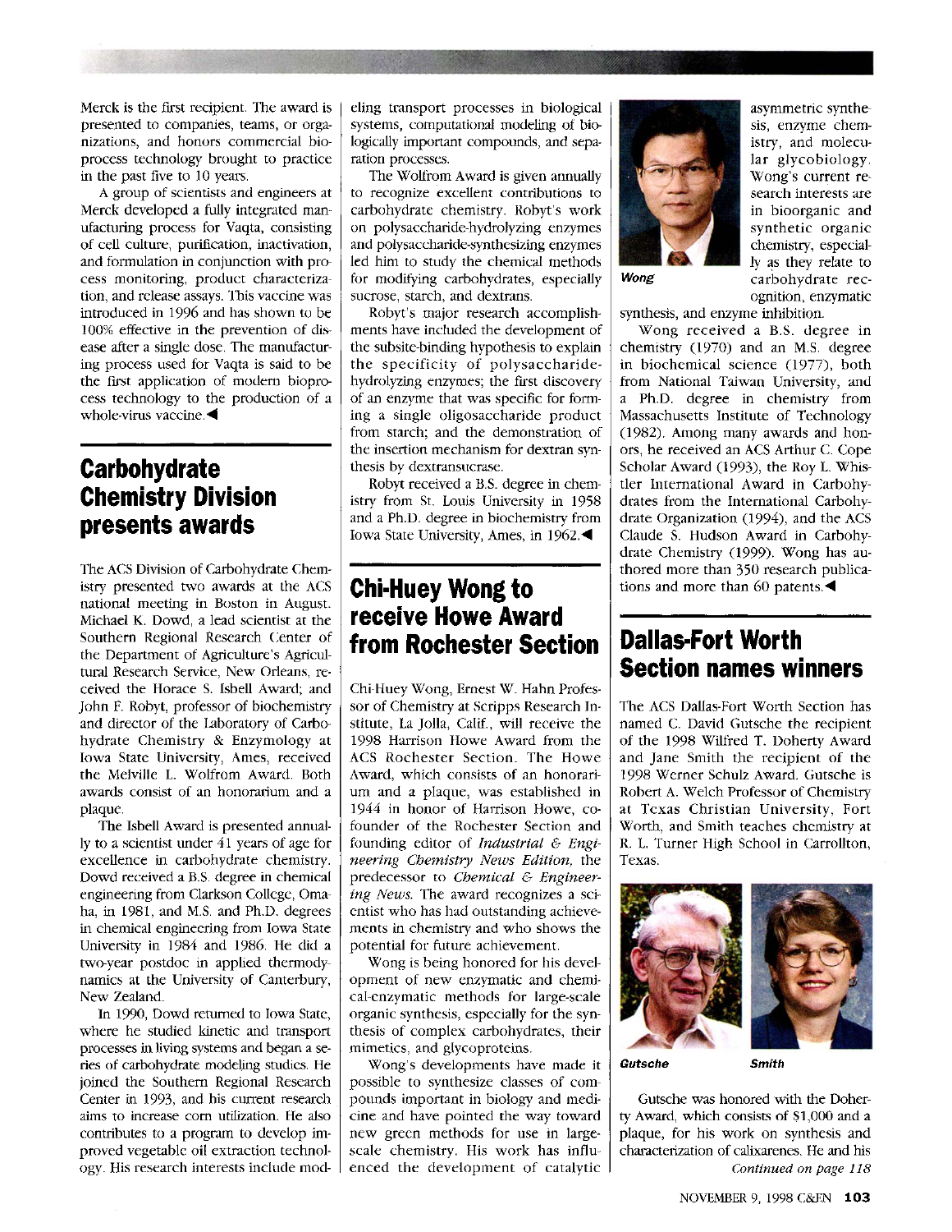Merck is the first recipient. The award is presented to companies, teams, or organizations, and honors commercial bioprocess technology brought to practice in the past five to 10 years.

A group of scientists and engineers at Merck developed a fully integrated manufacturing process for Vaqta, consisting of cell culture, purification, inactivation, and formulation in conjunction with process monitoring, product characterization, and release assays. This vaccine was introduced in 1996 and has shown to be 100% effective in the prevention of disease after a single dose. The manufacturing process used for Vaqta is said to be the first application of modern bioprocess technology to the production of a whole-virus vaccine.◀

## Carbohydrate Chemistry Division presents awards

The ACS Division of Carbohydrate Chemistry presented two awards at the ACS national meeting in Boston in August. Michael K. Dowd, a lead scientist at the Southern Regional Research Center of the Department of Agriculture's Agricultural Research Service, New Orleans, received the Horace S. Isbell Award; and John F. Robyt, professor of biochemistry and director of the Laboratory of Carbohydrate Chemistry & Enzymology at Iowa State University, Ames, received the Melville L. Wolfrom Award. Both awards consist of an honorarium and a plaque.

The Isbell Award is presented annually to a scientist under 41 years of age for excellence in carbohydrate chemistry. Dowd received a B.S. degree in chemical engineering from Clarkson College, Omaha, in 1981, and M.S. and Ph.D. degrees in chemical engineering from Iowa State University in 1984 and 1986. He did a two-year postdoc in applied thermodynamics at the University of Canterbury, New Zealand.

In 1990, Dowd returned to Iowa State, where he studied kinetic and transport processes in living systems and began a series of carbohydrate modeling studies. He joined the Southern Regional Research Center in 1993, and his current research aims to increase corn utilization. He also contributes to a program to develop improved vegetable oil extraction technology. His research interests include modeling transport processes in biological systems, computational modeling of biologically important compounds, and separation processes.

The Wolfrom Award is given annually to recognize excellent contributions to carbohydrate chemistry. Robyt's work on polysaccharide-hydrolyzing enzymes and polysaccharide-synthesizing enzymes led him to study the chemical methods for modifying carbohydrates, especially sucrose, starch, and dextrans.

Robyt's major research accomplishments have included the development of the subsite-binding hypothesis to explain the specificity of polysaccharide-hydrolyzing enzymes; the first discovery of an enzyme that was specific for forming a single oligosaccharide product from starch; and the demonstration of the insertion mechanism for dextran synthesis by dextransucrase.

Robyt received a B.S. degree in chemistry from St. Louis University in 1958 and a Ph.D. degree in biochemistry from Iowa State University, Ames, in 1962.◀

## Chi-Huey Wong to receive Howe Award from Rochester Section

Chi-Huey Wong, Ernest W. Hahn Professor of Chemistry at Scripps Research Institute, La Jolla, Calif., will receive the 1998 Harrison Howe Award from the ACS Rochester Section. The Howe Award, which consists of an honorarium and a plaque, was established in 1944 in honor of Harrison Howe, cofounder of the Rochester Section and founding editor of *Industrial & Engineering Chemistry News Edition*, the predecessor to *Chemical & Engineering News*. The award recognizes a scientist who has had outstanding achievements in chemistry and who shows the potential for future achievement.

Wong is being honored for his development of new enzymatic and chemical-enzymatic methods for large-scale organic synthesis, especially for the synthesis of complex carbohydrates, their mimetics, and glycoproteins.

Wong's developments have made it possible to synthesize classes of compounds important in biology and medicine and have pointed the way toward new green methods for use in large-scale chemistry. His work has influenced the development of catalytic asymmetric synthesis, enzyme chemistry, and molecular glycobiology. Wong's current research interests are in bioorganic and synthetic organic chemistry, especially as they relate to carbohydrate recognition, enzymatic synthesis, and enzyme inhibition.

*Wong*

Wong received a B.S. degree in chemistry (1970) and an M.S. degree in biochemical science (1977), both from National Taiwan University, and a Ph.D. degree in chemistry from Massachusetts Institute of Technology (1982). Among many awards and honors, he received an ACS Arthur C. Cope Scholar Award (1993), the Roy L. Whistler International Award in Carbohydrates from the International Carbohydrate Organization (1994), and the ACS Claude S. Hudson Award in Carbohydrate Chemistry (1999). Wong has authored more than 350 research publications and more than 60 patents.◀

## Dallas-Fort Worth Section names winners

The ACS Dallas-Fort Worth Section has named C. David Gutsche the recipient of the 1998 Wilfred T. Doherty Award and Jane Smith the recipient of the 1998 Werner Schulz Award. Gutsche is Robert A. Welch Professor of Chemistry at Texas Christian University, Fort Worth, and Smith teaches chemistry at R. L. Turner High School in Carrollton, Texas.

*Gutsche* *Smith*

Gutsche was honored with the Doherty Award, which consists of $1,000 and a plaque, for his work on synthesis and characterization of calixarenes. He and his

*Continued on page 118*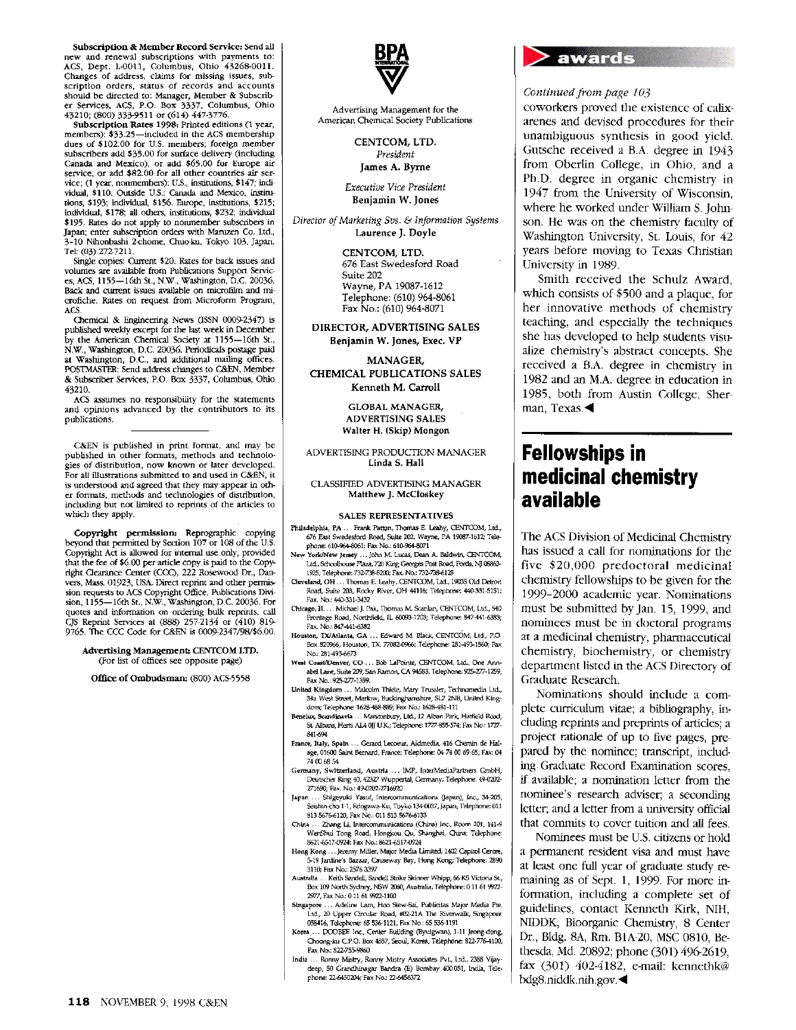**Subscription & Member Record Service:** Send all new and renewal subscriptions with payments to: ACS, Dept. L-0011, Columbus, Ohio 43268-0011. Changes of address, claims for missing issues, subscription orders, status of records and accounts should be directed to: Manager, Member & Subscriber Services, ACS, P.O. Box 3337, Columbus, Ohio 43210; (800) 333-9511 or (614) 447-3776.

**Subscription Rates 1998:** Printed editions (1 year, members): $33.25—included in the ACS membership dues of $102.00 for U.S. members; foreign member subscribers add $35.00 for surface delivery (including Canada and Mexico), or add $65.00 for Europe air service, or add $82.00 for all other countries air service; (1 year, nonmembers): U.S., institutions, $147; individual, $110. Outside U.S.: Canada and Mexico, institutions, $193; individual, $156. Europe, institutions, $215; individual, $178; all others, institutions, $232; individual $195. Rates do not apply to nonmember subscribers in Japan; enter subscription orders with Maruzen Co. Ltd., 3-10 Nihonbashi 2-chome, Chuo-ku, Tokyo 103, Japan. Tel: (03) 272-7211.

Single copies: Current $20. Rates for back issues and volumes are available from Publications Support Services, ACS, 1155—16th St., N.W., Washington, D.C. 20036. Back and current issues available on microfilm and microfiche. Rates on request from Microform Program, ACS.

Chemical & Engineering News (ISSN 0009-2347) is published weekly except for the last week in December by the American Chemical Society at 1155—16th St., N.W., Washington, D.C. 20036. Periodicals postage paid at Washington, D.C., and additional mailing offices. POSTMASTER: Send address changes to C&EN, Member & Subscriber Services, P.O. Box 3337, Columbus, Ohio 43210.

ACS assumes no responsibility for the statements and opinions advanced by the contributors to its publications.

C&EN is published in print format, and may be published in other formats, methods and technologies of distribution, now known or later developed. For all illustrations submitted to and used in C&EN, it is understood and agreed that they may appear in other formats, methods and technologies of distribution, including but not limited to reprints of the articles to which they apply.

**Copyright permission:** Reprographic copying beyond that permitted by Section 107 or 108 of the U.S. Copyright Act is allowed for internal use only, provided that the fee of $6.00 per article copy is paid to the Copyright Clearance Center (CCC), 222 Rosewood Dr., Danvers, Mass. 01923, USA. Direct reprint and other permission requests to ACS Copyright Office, Publications Division, 1155—16th St., N.W., Washington, D.C. 20036. For quotes and information on ordering bulk reprints, call CJS Reprint Services at (888) 257-2134 or (410) 819-9765. The CCC Code for C&EN is 0009-2347/98/$6.00.

**Advertising Management: CENTCOM LTD.**
(For list of offices see opposite page)

**Office of Ombudsman:** (800) ACS-5558

BPA INTERNATIONAL

Advertising Management for the American Chemical Society Publications

CENTCOM, LTD.
*President*
**James A. Byrne**

*Executive Vice President*
**Benjamin W. Jones**

*Director of Marketing Svs. & Information Systems*
**Laurence J. Doyle**

CENTCOM, LTD.
676 East Swedesford Road
Suite 202
Wayne, PA 19087-1612
Telephone: (610) 964-8061
Fax No.: (610) 964-8071

**DIRECTOR, ADVERTISING SALES**
**Benjamin W. Jones, Exec. VP**

**MANAGER, CHEMICAL PUBLICATIONS SALES**
**Kenneth M. Carroll**

**GLOBAL MANAGER, ADVERTISING SALES**
**Walter H. (Skip) Mongon**

ADVERTISING PRODUCTION MANAGER
**Linda S. Hall**

CLASSIFIED ADVERTISING MANAGER
**Matthew J. McCloskey**

**SALES REPRESENTATIVES**

**Philadelphia, PA** ... Frank Patton, Thomas E. Leahy, CENTCOM, Ltd., 676 East Swedesford Road, Suite 202, Wayne, PA 19087-1612; Telephone: 610-964-8061; Fax No.: 610-964-8071

**New York/New Jersey** ... John M. Lucas, Dean A. Baldwin, CENTCOM, Ltd., Schoolhouse Plaza, 720 King Georges Post Road, Fords, NJ 08863-1925; Telephone: 732-738-8200; Fax No.: 732-738-6128

**Cleveland, OH** ... Thomas E. Leahy, CENTCOM, Ltd., 19035 Old Detroit Road, Suite 203, Rocky River, OH 44116; Telephone: 440-331-5151; Fax. No.: 440-331-3432

**Chicago, IL** ... Michael J. Pak, Thomas M. Scanlan, CENTCOM, Ltd., 540 Frontage Road, Northfield, IL 60093-1203; Telephone: 847-441-6383; Fax. No.: 847-441-6382

**Houston, TX/Atlanta, GA** ... Edward M. Black, CENTCOM, Ltd., P.O. Box 820966, Houston, TX 77082-0966; Telephone: 281-493-1560; Fax No.: 281-493-6673

**West Coast/Denver, CO** ... Bob LaPointe, CENTCOM, Ltd., One Annabel Lane, Suite 209, San Ramon, CA 94583, Telephone: 925-277-1259, Fax No.: 925-277-1359.

**United Kingdom** ... Malcolm Thiele, Mary Trussler, Technomedia Ltd., 34a West Street, Marlow, Buckinghamshire, SL7 2NB, United Kingdom; Telephone: 1628-488-889; Fax No.: 1628-481-111

**Benelux, Scandinavia** ... Marstonbury, Ltd., 12 Alban Park, Hatfield Road, St. Albans, Herts AL4 0JJ U.K.; Telephone: 1727-855-574; Fax No.: 1727-841-694

**France, Italy, Spain** ... Gerard Lecoeur, Aidmedia, 416 Chemin de Halage, 01600 Saint Bernard, France; Telephone: 04 74 00 69 65; Fax: 04 74 00 68 54

**Germany, Switzerland, Austria** ... IMP, InterMediaPartners GmbH, Deutscher Ring 40, 42327 Wuppertal, Germany; Telephone: 49-0202-271690; Fax No.: 49-0202-2716920

**Japan** ... Shigeyuki Yasui, Intercommunications (Japan), Inc., 34-205, Seishin-cho 1-1, Edogawa-Ku, Toyko 134-0087, Japan, Telephone: 011 813 5676-6120, Fax No.: 011 813 5676-6133

**China** ... Zhang Li, Intercommunications (China) Inc., Room 201, 141-9 WenShui Tong Road, Hongkou Qu, Shanghai, China; Telephone: 8621-6517-0924; Fax No.: 8621-6517-0924

**Hong Kong** ... Jeremy Miller, Major Media Limited, 1402 Capitol Centre, 5-19 Jardine's Bazaar, Causeway Bay, Hong Kong; Telephone: 2890 3110; Fax No.: 2576 3397

**Australia** ... Keith Sandell, Sandell Strike Skinner Whipp, 66 K5 Victoria St., Box 109 North Sydney, NSW 2060, Australia, Telephone: 0 11 61 9922-2977, Fax No.: 0 11 61 9922-1100

**Singapore** ... Adeline Lam, Hoo Siew-Sai, Publicitas Major Media Pte. Ltd., 20 Upper Circular Road, #02-21A The Riverwalk, Singapore 058416; Telephone: 65 536-1121, Fax No.: 65 536-1191

**Korea** ... DOOBEE Inc., Center Building (Byulgwan), 1-11 Jeong-dong, Choong-ku C.P.O. Box 4557, Seoul, Korea, Telephone: 822-776-4100, Fax No.: 822-755-9860

**India** ... Ronny Mistry, Ronny Mistry Associates Pvt., Ltd., 2388 Vijaydeep, 50 Grandhinagar Bandra (E) Bombay 400051, India, Telephone: 22-6450204; Fax No.: 22-6456372

## awards

*Continued from page 103*

coworkers proved the existence of calixarenes and devised procedures for their unambiguous synthesis in good yield. Gutsche received a B.A. degree in 1943 from Oberlin College, in Ohio, and a Ph.D. degree in organic chemistry in 1947 from the University of Wisconsin, where he worked under William S. Johnson. He was on the chemistry faculty of Washington University, St. Louis, for 42 years before moving to Texas Christian University in 1989.

Smith received the Schulz Award, which consists of $500 and a plaque, for her innovative methods of chemistry teaching, and especially the techniques she has developed to help students visualize chemistry's abstract concepts. She received a B.A. degree in chemistry in 1982 and an M.A. degree in education in 1985, both from Austin College, Sherman, Texas. ◀

## Fellowships in medicinal chemistry available

The ACS Division of Medicinal Chemistry has issued a call for nominations for the five $20,000 predoctoral medicinal chemistry fellowships to be given for the 1999–2000 academic year. Nominations must be submitted by Jan. 15, 1999, and nominees must be in doctoral programs at a medicinal chemistry, pharmaceutical chemistry, biochemistry, or chemistry department listed in the ACS Directory of Graduate Research.

Nominations should include a complete curriculum vitae; a bibliography, including reprints and preprints of articles; a project rationale of up to five pages, prepared by the nominee; transcript, including Graduate Record Examination scores, if available; a nomination letter from the nominee's research adviser; a seconding letter; and a letter from a university official that commits to cover tuition and all fees.

Nominees must be U.S. citizens or hold a permanent resident visa and must have at least one full year of graduate study remaining as of Sept. 1, 1999. For more information, including a complete set of guidelines, contact Kenneth Kirk, NIH, NIDDK, Bioorganic Chemistry, 8 Center Dr., Bldg. 8A, Rm. B1A-20, MSC 0810, Bethesda, Md. 20892; phone (301) 496-2619, fax (301) 402-4182, e-mail: kennethk@bdg8.niddk.nih.gov. ◀